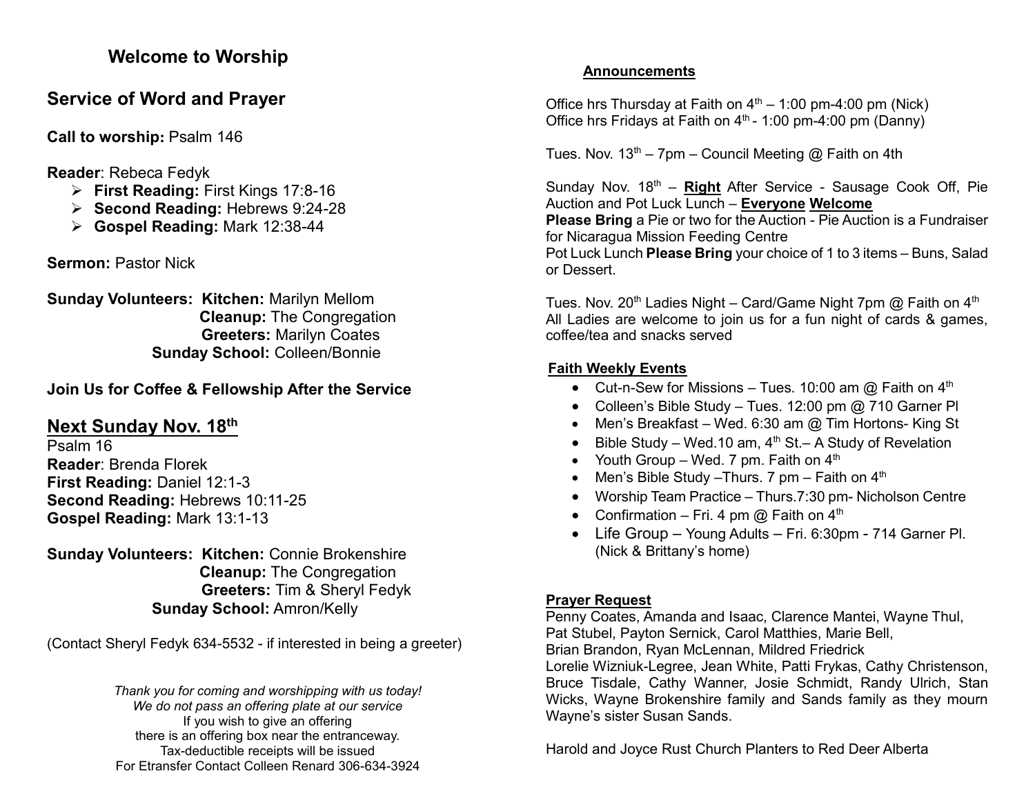## Welcome to Worship

## Service of Word and Prayer

**Call to worship:** Psalm 146

**Reader**: Rebeca Fedyk

- **First Reading:** First Kings 17:8-16
- **Second Reading:** Hebrews 9:24-28
- **Gospel Reading:** Mark 12:38-44

**Sermon:** Pastor Nick

**Sunday Volunteers:** **Kitchen:** Marilyn Mellom
**Cleanup:** The Congregation
**Greeters:** Marilyn Coates
**Sunday School:** Colleen/Bonnie

**Join Us for Coffee & Fellowship After the Service**

## Next Sunday Nov. 18th

Psalm 16
**Reader**: Brenda Florek
**First Reading:** Daniel 12:1-3
**Second Reading:** Hebrews 10:11-25
**Gospel Reading:** Mark 13:1-13

**Sunday Volunteers:** **Kitchen:** Connie Brokenshire
**Cleanup:** The Congregation
**Greeters:** Tim & Sheryl Fedyk
**Sunday School:** Amron/Kelly

(Contact Sheryl Fedyk 634-5532 - if interested in being a greeter)

*Thank you for coming and worshipping with us today!*
*We do not pass an offering plate at our service*
If you wish to give an offering
there is an offering box near the entranceway.
Tax-deductible receipts will be issued
For Etransfer Contact Colleen Renard 306-634-3924

### Announcements

Office hrs Thursday at Faith on 4th – 1:00 pm-4:00 pm (Nick)
Office hrs Fridays at Faith on 4th - 1:00 pm-4:00 pm (Danny)

Tues. Nov. 13th – 7pm – Council Meeting @ Faith on 4th

Sunday Nov. 18th – **Right** After Service - Sausage Cook Off, Pie Auction and Pot Luck Lunch – **Everyone Welcome**
**Please Bring** a Pie or two for the Auction - Pie Auction is a Fundraiser for Nicaragua Mission Feeding Centre
Pot Luck Lunch **Please Bring** your choice of 1 to 3 items – Buns, Salad or Dessert.

Tues. Nov. 20th Ladies Night – Card/Game Night 7pm @ Faith on 4th
All Ladies are welcome to join us for a fun night of cards & games, coffee/tea and snacks served

### Faith Weekly Events

- Cut-n-Sew for Missions – Tues. 10:00 am @ Faith on 4th
- Colleen's Bible Study – Tues. 12:00 pm @ 710 Garner Pl
- Men's Breakfast – Wed. 6:30 am @ Tim Hortons- King St
- Bible Study – Wed.10 am, 4th St.– A Study of Revelation
- Youth Group – Wed. 7 pm. Faith on 4th
- Men's Bible Study –Thurs. 7 pm – Faith on 4th
- Worship Team Practice – Thurs.7:30 pm- Nicholson Centre
- Confirmation – Fri. 4 pm @ Faith on 4th
- Life Group – Young Adults – Fri. 6:30pm - 714 Garner Pl. (Nick & Brittany's home)

### Prayer Request

Penny Coates, Amanda and Isaac, Clarence Mantei, Wayne Thul, Pat Stubel, Payton Sernick, Carol Matthies, Marie Bell, Brian Brandon, Ryan McLennan, Mildred Friedrick
Lorelie Wizniuk-Legree, Jean White, Patti Frykas, Cathy Christenson, Bruce Tisdale, Cathy Wanner, Josie Schmidt, Randy Ulrich, Stan Wicks, Wayne Brokenshire family and Sands family as they mourn Wayne's sister Susan Sands.

Harold and Joyce Rust Church Planters to Red Deer Alberta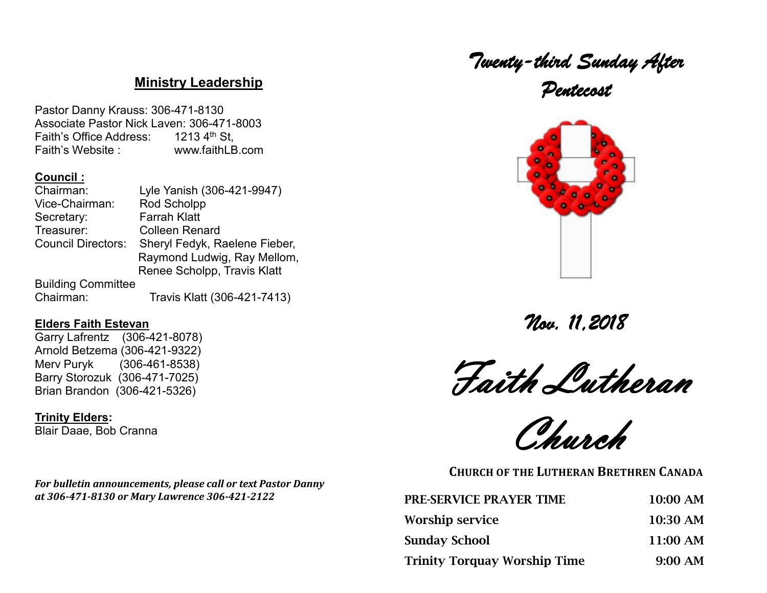## Ministry Leadership

Pastor Danny Krauss: 306-471-8130
Associate Pastor Nick Laven: 306-471-8003
Faith's Office Address: 1213 4th St,
Faith's Website : www.faithLB.com

**Council :**

| | |
|---|---|
| Chairman: | Lyle Yanish (306-421-9947) |
| Vice-Chairman: | Rod Scholpp |
| Secretary: | Farrah Klatt |
| Treasurer: | Colleen Renard |
| Council Directors: | Sheryl Fedyk, Raelene Fieber, Raymond Ludwig, Ray Mellom, Renee Scholpp, Travis Klatt |
| Building Committee Chairman: | Travis Klatt (306-421-7413) |

**Elders Faith Estevan**

Garry Lafrentz (306-421-8078)
Arnold Betzema (306-421-9322)
Merv Puryk (306-461-8538)
Barry Storozuk (306-471-7025)
Brian Brandon (306-421-5326)

**Trinity Elders:**
Blair Daae, Bob Cranna

***For bulletin announcements, please call or text Pastor Danny at 306-471-8130 or Mary Lawrence 306-421-2122***

# *Twenty-third Sunday After Pentecost*

*Nov. 11, 2018*

# *Faith Lutheran Church*

**CHURCH OF THE LUTHERAN BRETHREN CANADA**

| | |
|---|---|
| PRE-SERVICE PRAYER TIME | 10:00 AM |
| Worship service | 10:30 AM |
| Sunday School | 11:00 AM |
| Trinity Torquay Worship Time | 9:00 AM |